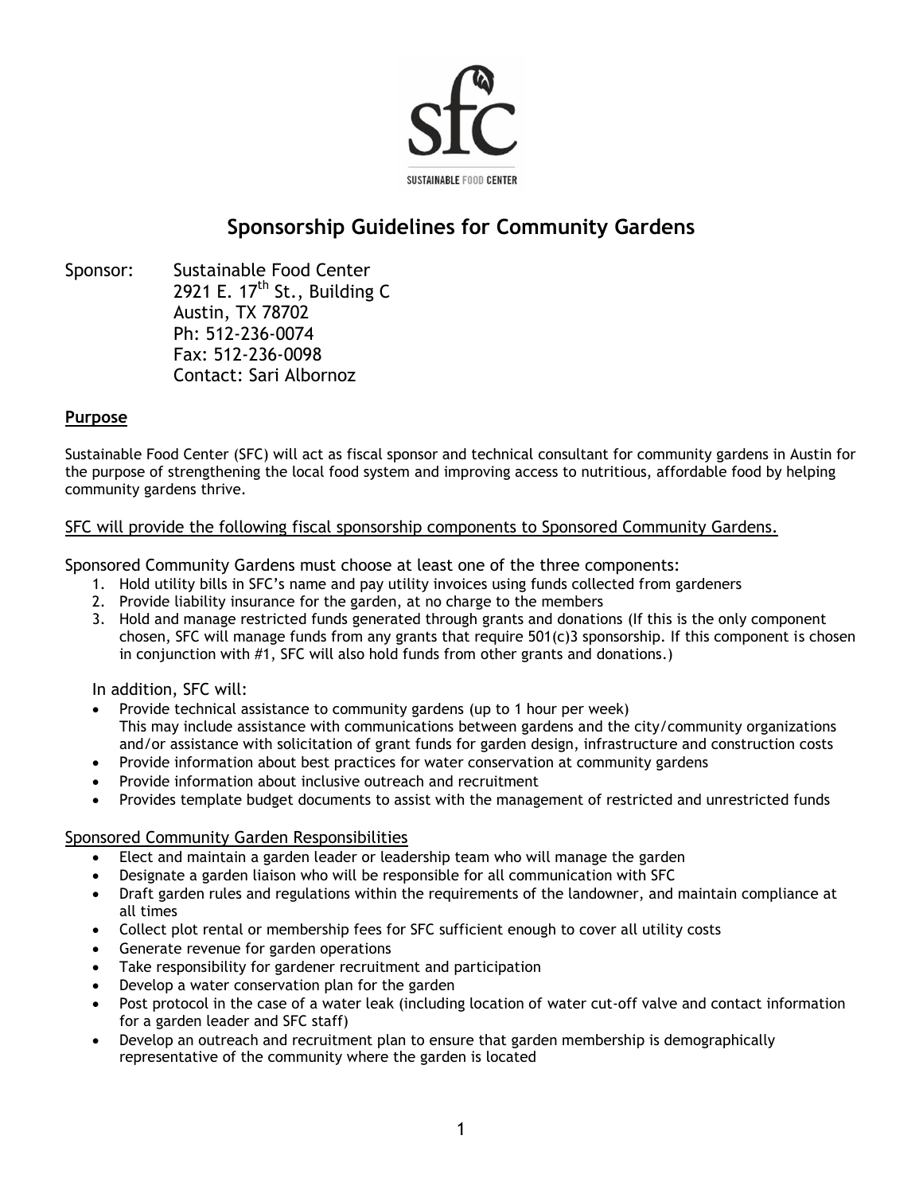sfc

SUSTAINABLE FOOD CENTER

# Sponsorship Guidelines for Community Gardens

Sponsor: Sustainable Food Center
2921 E. 17th St., Building C
Austin, TX 78702
Ph: 512-236-0074
Fax: 512-236-0098
Contact: Sari Albornoz

## Purpose

Sustainable Food Center (SFC) will act as fiscal sponsor and technical consultant for community gardens in Austin for the purpose of strengthening the local food system and improving access to nutritious, affordable food by helping community gardens thrive.

SFC will provide the following fiscal sponsorship components to Sponsored Community Gardens.

Sponsored Community Gardens must choose at least one of the three components:

1. Hold utility bills in SFC's name and pay utility invoices using funds collected from gardeners
2. Provide liability insurance for the garden, at no charge to the members
3. Hold and manage restricted funds generated through grants and donations (If this is the only component chosen, SFC will manage funds from any grants that require 501(c)3 sponsorship. If this component is chosen in conjunction with #1, SFC will also hold funds from other grants and donations.)

In addition, SFC will:

- Provide technical assistance to community gardens (up to 1 hour per week)
  This may include assistance with communications between gardens and the city/community organizations and/or assistance with solicitation of grant funds for garden design, infrastructure and construction costs
- Provide information about best practices for water conservation at community gardens
- Provide information about inclusive outreach and recruitment
- Provides template budget documents to assist with the management of restricted and unrestricted funds

Sponsored Community Garden Responsibilities

- Elect and maintain a garden leader or leadership team who will manage the garden
- Designate a garden liaison who will be responsible for all communication with SFC
- Draft garden rules and regulations within the requirements of the landowner, and maintain compliance at all times
- Collect plot rental or membership fees for SFC sufficient enough to cover all utility costs
- Generate revenue for garden operations
- Take responsibility for gardener recruitment and participation
- Develop a water conservation plan for the garden
- Post protocol in the case of a water leak (including location of water cut-off valve and contact information for a garden leader and SFC staff)
- Develop an outreach and recruitment plan to ensure that garden membership is demographically representative of the community where the garden is located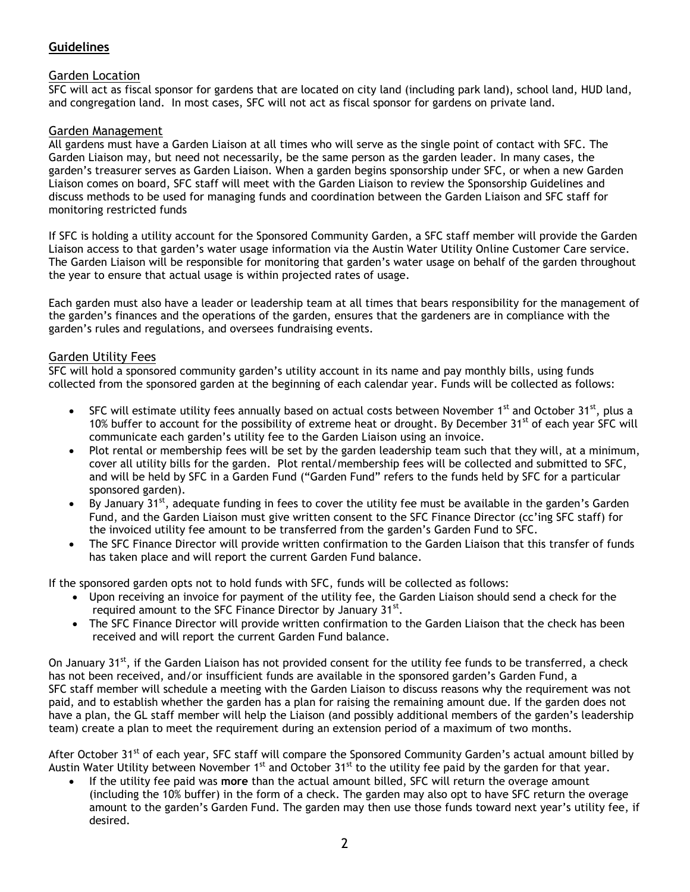## Guidelines

### Garden Location

SFC will act as fiscal sponsor for gardens that are located on city land (including park land), school land, HUD land, and congregation land. In most cases, SFC will not act as fiscal sponsor for gardens on private land.

### Garden Management

All gardens must have a Garden Liaison at all times who will serve as the single point of contact with SFC. The Garden Liaison may, but need not necessarily, be the same person as the garden leader. In many cases, the garden's treasurer serves as Garden Liaison. When a garden begins sponsorship under SFC, or when a new Garden Liaison comes on board, SFC staff will meet with the Garden Liaison to review the Sponsorship Guidelines and discuss methods to be used for managing funds and coordination between the Garden Liaison and SFC staff for monitoring restricted funds

If SFC is holding a utility account for the Sponsored Community Garden, a SFC staff member will provide the Garden Liaison access to that garden's water usage information via the Austin Water Utility Online Customer Care service. The Garden Liaison will be responsible for monitoring that garden's water usage on behalf of the garden throughout the year to ensure that actual usage is within projected rates of usage.

Each garden must also have a leader or leadership team at all times that bears responsibility for the management of the garden's finances and the operations of the garden, ensures that the gardeners are in compliance with the garden's rules and regulations, and oversees fundraising events.

### Garden Utility Fees

SFC will hold a sponsored community garden's utility account in its name and pay monthly bills, using funds collected from the sponsored garden at the beginning of each calendar year. Funds will be collected as follows:

- SFC will estimate utility fees annually based on actual costs between November 1st and October 31st, plus a 10% buffer to account for the possibility of extreme heat or drought. By December 31st of each year SFC will communicate each garden's utility fee to the Garden Liaison using an invoice.
- Plot rental or membership fees will be set by the garden leadership team such that they will, at a minimum, cover all utility bills for the garden. Plot rental/membership fees will be collected and submitted to SFC, and will be held by SFC in a Garden Fund ("Garden Fund" refers to the funds held by SFC for a particular sponsored garden).
- By January 31st, adequate funding in fees to cover the utility fee must be available in the garden's Garden Fund, and the Garden Liaison must give written consent to the SFC Finance Director (cc'ing SFC staff) for the invoiced utility fee amount to be transferred from the garden's Garden Fund to SFC.
- The SFC Finance Director will provide written confirmation to the Garden Liaison that this transfer of funds has taken place and will report the current Garden Fund balance.

If the sponsored garden opts not to hold funds with SFC, funds will be collected as follows:

- Upon receiving an invoice for payment of the utility fee, the Garden Liaison should send a check for the required amount to the SFC Finance Director by January 31st.
- The SFC Finance Director will provide written confirmation to the Garden Liaison that the check has been received and will report the current Garden Fund balance.

On January 31st, if the Garden Liaison has not provided consent for the utility fee funds to be transferred, a check has not been received, and/or insufficient funds are available in the sponsored garden's Garden Fund, a SFC staff member will schedule a meeting with the Garden Liaison to discuss reasons why the requirement was not paid, and to establish whether the garden has a plan for raising the remaining amount due. If the garden does not have a plan, the GL staff member will help the Liaison (and possibly additional members of the garden's leadership team) create a plan to meet the requirement during an extension period of a maximum of two months.

After October 31st of each year, SFC staff will compare the Sponsored Community Garden's actual amount billed by Austin Water Utility between November 1st and October 31st to the utility fee paid by the garden for that year.

- If the utility fee paid was **more** than the actual amount billed, SFC will return the overage amount (including the 10% buffer) in the form of a check. The garden may also opt to have SFC return the overage amount to the garden's Garden Fund. The garden may then use those funds toward next year's utility fee, if desired.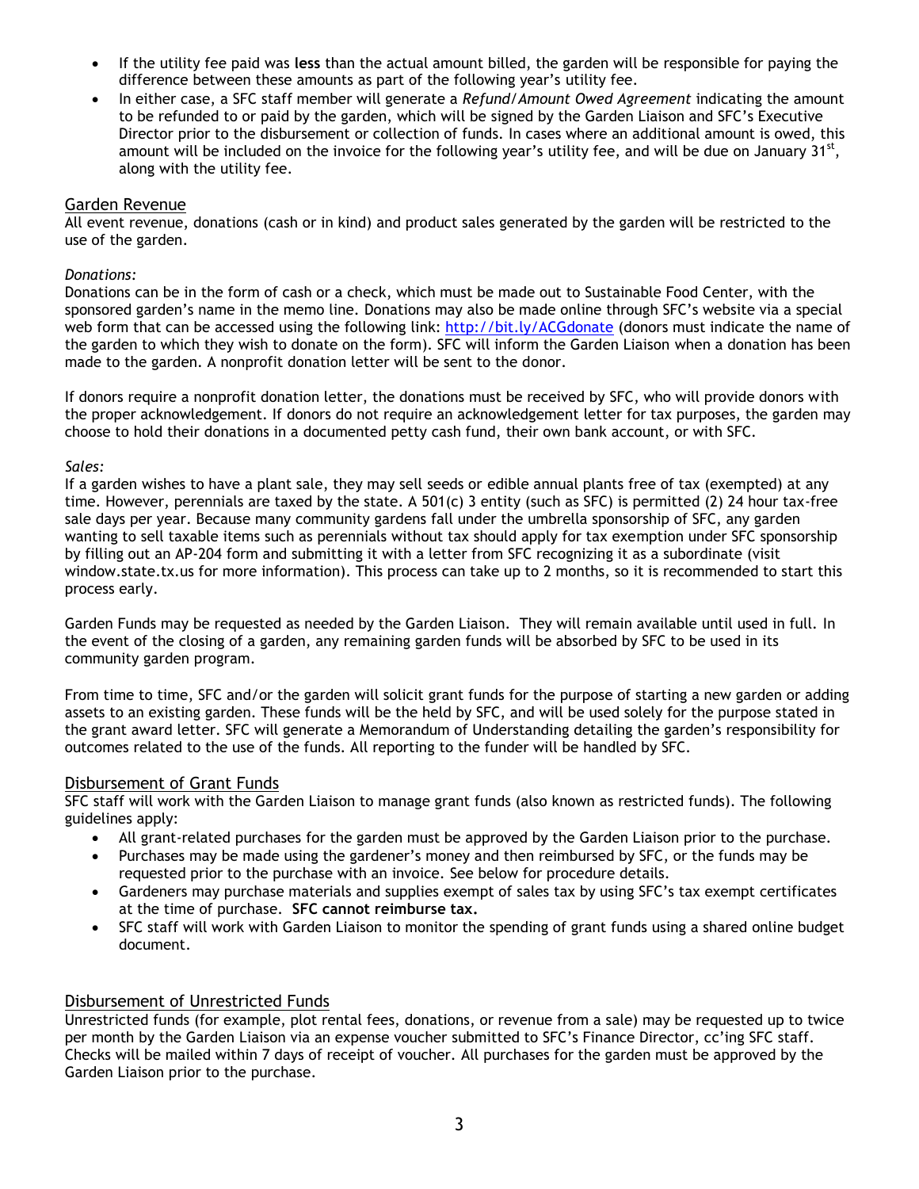- If the utility fee paid was **less** than the actual amount billed, the garden will be responsible for paying the difference between these amounts as part of the following year's utility fee.
- In either case, a SFC staff member will generate a *Refund/Amount Owed Agreement* indicating the amount to be refunded to or paid by the garden, which will be signed by the Garden Liaison and SFC's Executive Director prior to the disbursement or collection of funds. In cases where an additional amount is owed, this amount will be included on the invoice for the following year's utility fee, and will be due on January 31st, along with the utility fee.

## Garden Revenue

All event revenue, donations (cash or in kind) and product sales generated by the garden will be restricted to the use of the garden.

*Donations:*

Donations can be in the form of cash or a check, which must be made out to Sustainable Food Center, with the sponsored garden's name in the memo line. Donations may also be made online through SFC's website via a special web form that can be accessed using the following link: http://bit.ly/ACGdonate (donors must indicate the name of the garden to which they wish to donate on the form). SFC will inform the Garden Liaison when a donation has been made to the garden. A nonprofit donation letter will be sent to the donor.

If donors require a nonprofit donation letter, the donations must be received by SFC, who will provide donors with the proper acknowledgement. If donors do not require an acknowledgement letter for tax purposes, the garden may choose to hold their donations in a documented petty cash fund, their own bank account, or with SFC.

*Sales:*

If a garden wishes to have a plant sale, they may sell seeds or edible annual plants free of tax (exempted) at any time. However, perennials are taxed by the state. A 501(c) 3 entity (such as SFC) is permitted (2) 24 hour tax-free sale days per year. Because many community gardens fall under the umbrella sponsorship of SFC, any garden wanting to sell taxable items such as perennials without tax should apply for tax exemption under SFC sponsorship by filling out an AP-204 form and submitting it with a letter from SFC recognizing it as a subordinate (visit window.state.tx.us for more information). This process can take up to 2 months, so it is recommended to start this process early.

Garden Funds may be requested as needed by the Garden Liaison. They will remain available until used in full. In the event of the closing of a garden, any remaining garden funds will be absorbed by SFC to be used in its community garden program.

From time to time, SFC and/or the garden will solicit grant funds for the purpose of starting a new garden or adding assets to an existing garden. These funds will be the held by SFC, and will be used solely for the purpose stated in the grant award letter. SFC will generate a Memorandum of Understanding detailing the garden's responsibility for outcomes related to the use of the funds. All reporting to the funder will be handled by SFC.

## Disbursement of Grant Funds

SFC staff will work with the Garden Liaison to manage grant funds (also known as restricted funds). The following guidelines apply:

- All grant-related purchases for the garden must be approved by the Garden Liaison prior to the purchase.
- Purchases may be made using the gardener's money and then reimbursed by SFC, or the funds may be requested prior to the purchase with an invoice. See below for procedure details.
- Gardeners may purchase materials and supplies exempt of sales tax by using SFC's tax exempt certificates at the time of purchase. **SFC cannot reimburse tax.**
- SFC staff will work with Garden Liaison to monitor the spending of grant funds using a shared online budget document.

## Disbursement of Unrestricted Funds

Unrestricted funds (for example, plot rental fees, donations, or revenue from a sale) may be requested up to twice per month by the Garden Liaison via an expense voucher submitted to SFC's Finance Director, cc'ing SFC staff. Checks will be mailed within 7 days of receipt of voucher. All purchases for the garden must be approved by the Garden Liaison prior to the purchase.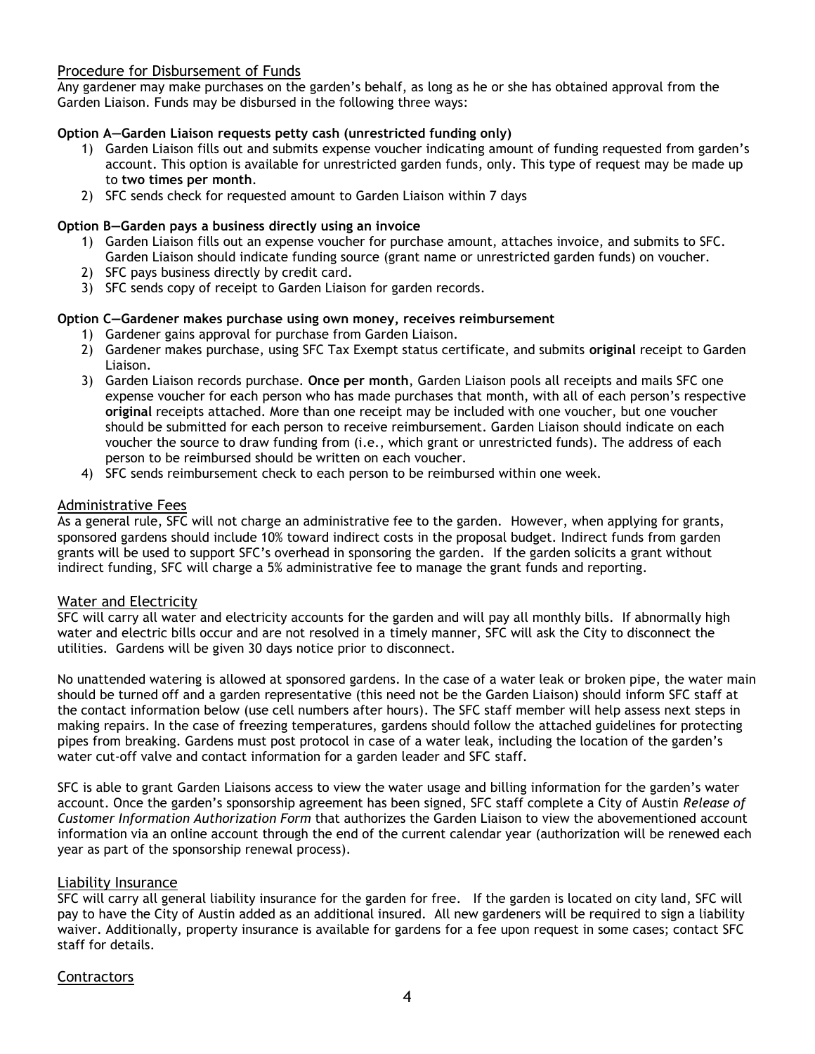## Procedure for Disbursement of Funds

Any gardener may make purchases on the garden's behalf, as long as he or she has obtained approval from the Garden Liaison. Funds may be disbursed in the following three ways:

**Option A—Garden Liaison requests petty cash (unrestricted funding only)**

1) Garden Liaison fills out and submits expense voucher indicating amount of funding requested from garden's account. This option is available for unrestricted garden funds, only. This type of request may be made up to **two times per month**.
2) SFC sends check for requested amount to Garden Liaison within 7 days

**Option B—Garden pays a business directly using an invoice**

1) Garden Liaison fills out an expense voucher for purchase amount, attaches invoice, and submits to SFC. Garden Liaison should indicate funding source (grant name or unrestricted garden funds) on voucher.
2) SFC pays business directly by credit card.
3) SFC sends copy of receipt to Garden Liaison for garden records.

**Option C—Gardener makes purchase using own money, receives reimbursement**

1) Gardener gains approval for purchase from Garden Liaison.
2) Gardener makes purchase, using SFC Tax Exempt status certificate, and submits **original** receipt to Garden Liaison.
3) Garden Liaison records purchase. **Once per month**, Garden Liaison pools all receipts and mails SFC one expense voucher for each person who has made purchases that month, with all of each person's respective **original** receipts attached. More than one receipt may be included with one voucher, but one voucher should be submitted for each person to receive reimbursement. Garden Liaison should indicate on each voucher the source to draw funding from (i.e., which grant or unrestricted funds). The address of each person to be reimbursed should be written on each voucher.
4) SFC sends reimbursement check to each person to be reimbursed within one week.

## Administrative Fees

As a general rule, SFC will not charge an administrative fee to the garden. However, when applying for grants, sponsored gardens should include 10% toward indirect costs in the proposal budget. Indirect funds from garden grants will be used to support SFC's overhead in sponsoring the garden. If the garden solicits a grant without indirect funding, SFC will charge a 5% administrative fee to manage the grant funds and reporting.

## Water and Electricity

SFC will carry all water and electricity accounts for the garden and will pay all monthly bills. If abnormally high water and electric bills occur and are not resolved in a timely manner, SFC will ask the City to disconnect the utilities. Gardens will be given 30 days notice prior to disconnect.

No unattended watering is allowed at sponsored gardens. In the case of a water leak or broken pipe, the water main should be turned off and a garden representative (this need not be the Garden Liaison) should inform SFC staff at the contact information below (use cell numbers after hours). The SFC staff member will help assess next steps in making repairs. In the case of freezing temperatures, gardens should follow the attached guidelines for protecting pipes from breaking. Gardens must post protocol in case of a water leak, including the location of the garden's water cut-off valve and contact information for a garden leader and SFC staff.

SFC is able to grant Garden Liaisons access to view the water usage and billing information for the garden's water account. Once the garden's sponsorship agreement has been signed, SFC staff complete a City of Austin *Release of Customer Information Authorization Form* that authorizes the Garden Liaison to view the abovementioned account information via an online account through the end of the current calendar year (authorization will be renewed each year as part of the sponsorship renewal process).

## Liability Insurance

SFC will carry all general liability insurance for the garden for free. If the garden is located on city land, SFC will pay to have the City of Austin added as an additional insured. All new gardeners will be required to sign a liability waiver. Additionally, property insurance is available for gardens for a fee upon request in some cases; contact SFC staff for details.

## Contractors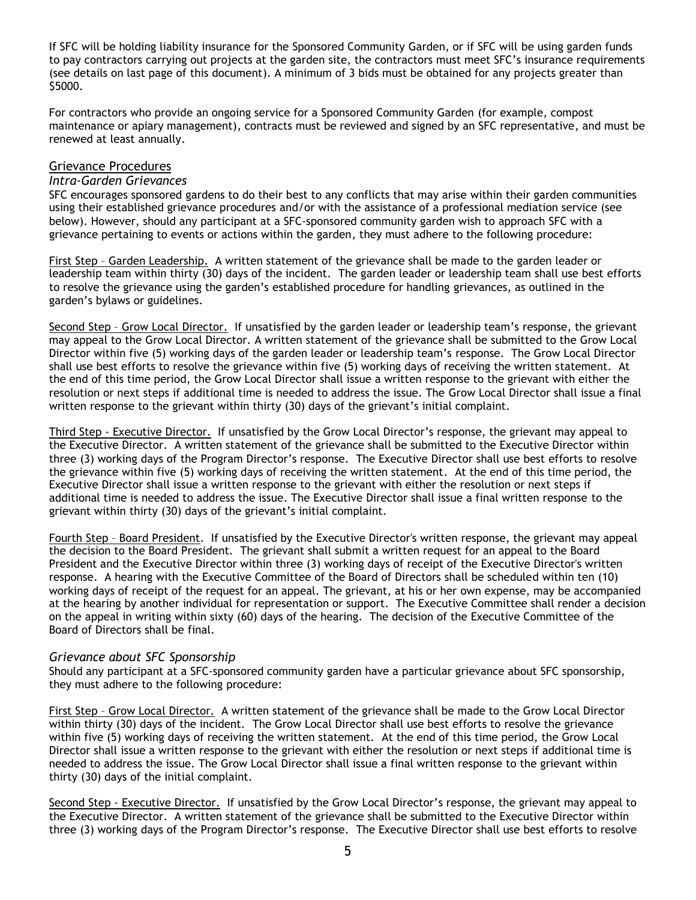If SFC will be holding liability insurance for the Sponsored Community Garden, or if SFC will be using garden funds to pay contractors carrying out projects at the garden site, the contractors must meet SFC's insurance requirements (see details on last page of this document). A minimum of 3 bids must be obtained for any projects greater than $5000.

For contractors who provide an ongoing service for a Sponsored Community Garden (for example, compost maintenance or apiary management), contracts must be reviewed and signed by an SFC representative, and must be renewed at least annually.

## Grievance Procedures

### *Intra-Garden Grievances*

SFC encourages sponsored gardens to do their best to any conflicts that may arise within their garden communities using their established grievance procedures and/or with the assistance of a professional mediation service (see below). However, should any participant at a SFC-sponsored community garden wish to approach SFC with a grievance pertaining to events or actions within the garden, they must adhere to the following procedure:

<u>First Step – Garden Leadership.</u> A written statement of the grievance shall be made to the garden leader or leadership team within thirty (30) days of the incident. The garden leader or leadership team shall use best efforts to resolve the grievance using the garden's established procedure for handling grievances, as outlined in the garden's bylaws or guidelines.

<u>Second Step – Grow Local Director.</u> If unsatisfied by the garden leader or leadership team's response, the grievant may appeal to the Grow Local Director. A written statement of the grievance shall be submitted to the Grow Local Director within five (5) working days of the garden leader or leadership team's response. The Grow Local Director shall use best efforts to resolve the grievance within five (5) working days of receiving the written statement. At the end of this time period, the Grow Local Director shall issue a written response to the grievant with either the resolution or next steps if additional time is needed to address the issue. The Grow Local Director shall issue a final written response to the grievant within thirty (30) days of the grievant's initial complaint.

<u>Third Step - Executive Director.</u> If unsatisfied by the Grow Local Director's response, the grievant may appeal to the Executive Director. A written statement of the grievance shall be submitted to the Executive Director within three (3) working days of the Program Director's response. The Executive Director shall use best efforts to resolve the grievance within five (5) working days of receiving the written statement. At the end of this time period, the Executive Director shall issue a written response to the grievant with either the resolution or next steps if additional time is needed to address the issue. The Executive Director shall issue a final written response to the grievant within thirty (30) days of the grievant's initial complaint.

<u>Fourth Step – Board President</u>. If unsatisfied by the Executive Director's written response, the grievant may appeal the decision to the Board President. The grievant shall submit a written request for an appeal to the Board President and the Executive Director within three (3) working days of receipt of the Executive Director's written response. A hearing with the Executive Committee of the Board of Directors shall be scheduled within ten (10) working days of receipt of the request for an appeal. The grievant, at his or her own expense, may be accompanied at the hearing by another individual for representation or support. The Executive Committee shall render a decision on the appeal in writing within sixty (60) days of the hearing. The decision of the Executive Committee of the Board of Directors shall be final.

### *Grievance about SFC Sponsorship*

Should any participant at a SFC-sponsored community garden have a particular grievance about SFC sponsorship, they must adhere to the following procedure:

<u>First Step – Grow Local Director.</u> A written statement of the grievance shall be made to the Grow Local Director within thirty (30) days of the incident. The Grow Local Director shall use best efforts to resolve the grievance within five (5) working days of receiving the written statement. At the end of this time period, the Grow Local Director shall issue a written response to the grievant with either the resolution or next steps if additional time is needed to address the issue. The Grow Local Director shall issue a final written response to the grievant within thirty (30) days of the initial complaint.

<u>Second Step - Executive Director.</u> If unsatisfied by the Grow Local Director's response, the grievant may appeal to the Executive Director. A written statement of the grievance shall be submitted to the Executive Director within three (3) working days of the Program Director's response. The Executive Director shall use best efforts to resolve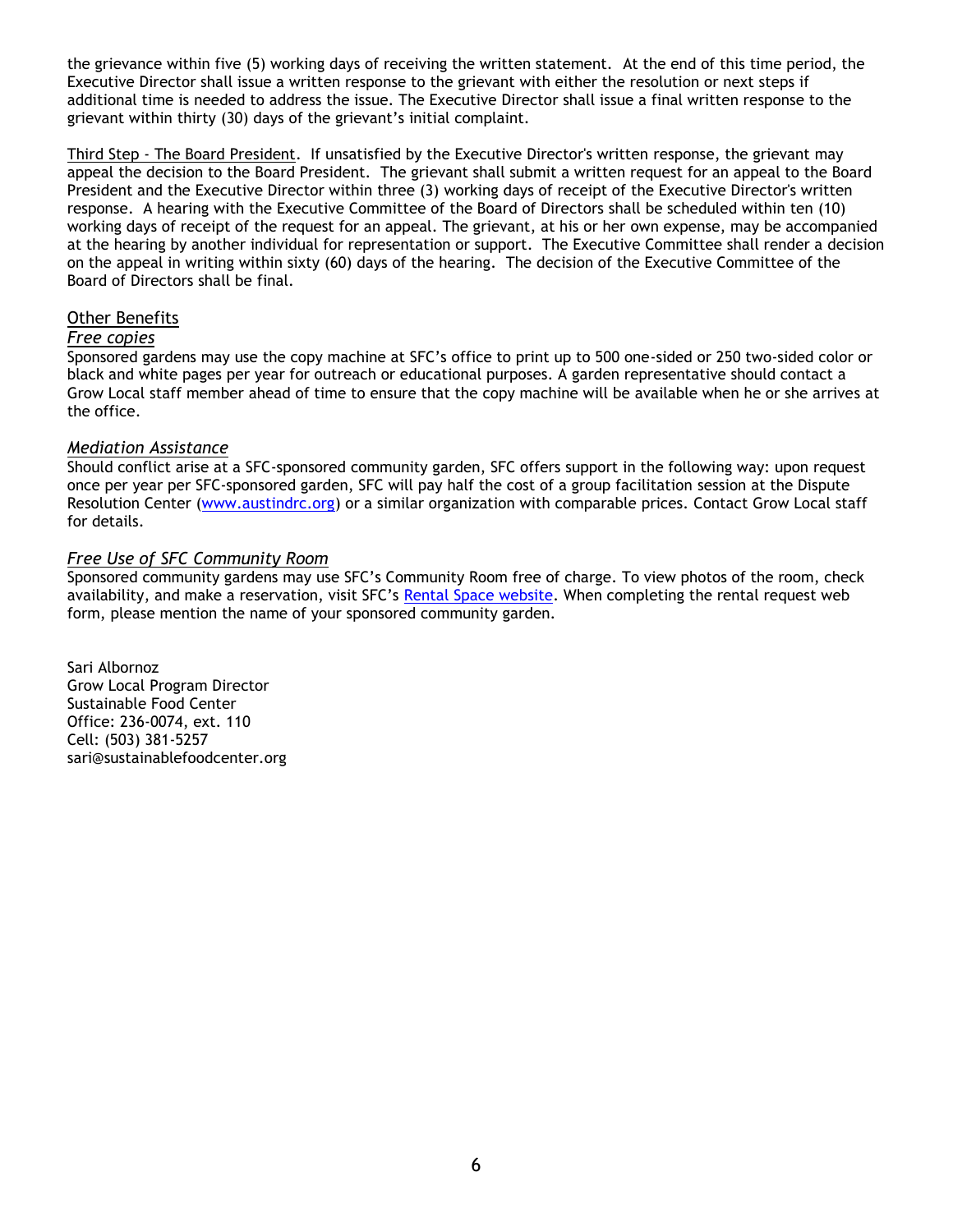the grievance within five (5) working days of receiving the written statement. At the end of this time period, the Executive Director shall issue a written response to the grievant with either the resolution or next steps if additional time is needed to address the issue. The Executive Director shall issue a final written response to the grievant within thirty (30) days of the grievant's initial complaint.

Third Step - The Board President. If unsatisfied by the Executive Director's written response, the grievant may appeal the decision to the Board President. The grievant shall submit a written request for an appeal to the Board President and the Executive Director within three (3) working days of receipt of the Executive Director's written response. A hearing with the Executive Committee of the Board of Directors shall be scheduled within ten (10) working days of receipt of the request for an appeal. The grievant, at his or her own expense, may be accompanied at the hearing by another individual for representation or support. The Executive Committee shall render a decision on the appeal in writing within sixty (60) days of the hearing. The decision of the Executive Committee of the Board of Directors shall be final.

## Other Benefits

### *Free copies*

Sponsored gardens may use the copy machine at SFC's office to print up to 500 one-sided or 250 two-sided color or black and white pages per year for outreach or educational purposes. A garden representative should contact a Grow Local staff member ahead of time to ensure that the copy machine will be available when he or she arrives at the office.

### *Mediation Assistance*

Should conflict arise at a SFC-sponsored community garden, SFC offers support in the following way: upon request once per year per SFC-sponsored garden, SFC will pay half the cost of a group facilitation session at the Dispute Resolution Center (www.austindrc.org) or a similar organization with comparable prices. Contact Grow Local staff for details.

### *Free Use of SFC Community Room*

Sponsored community gardens may use SFC's Community Room free of charge. To view photos of the room, check availability, and make a reservation, visit SFC's Rental Space website. When completing the rental request web form, please mention the name of your sponsored community garden.

Sari Albornoz  
Grow Local Program Director  
Sustainable Food Center  
Office: 236-0074, ext. 110  
Cell: (503) 381-5257  
sari@sustainablefoodcenter.org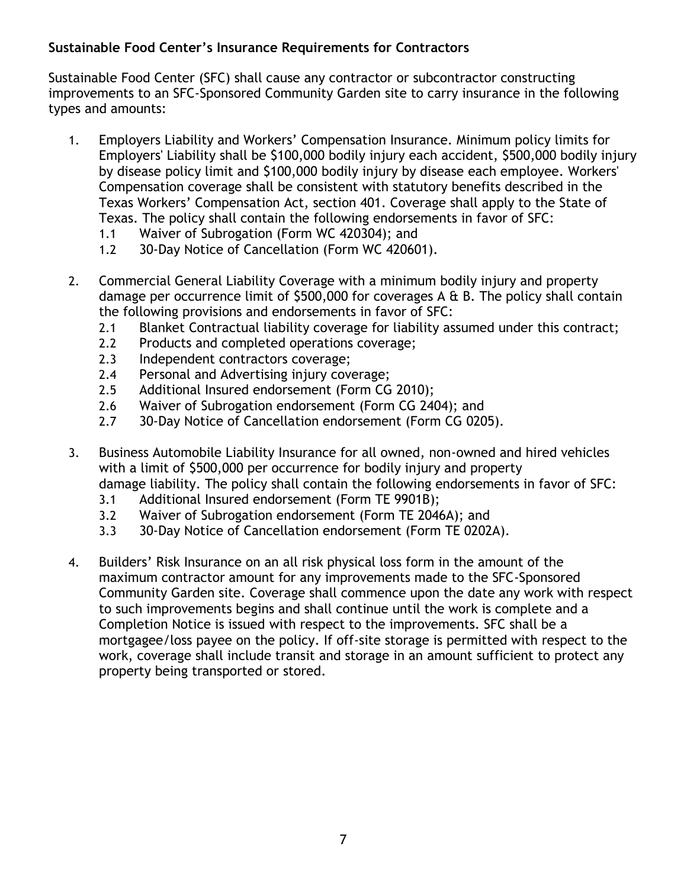**Sustainable Food Center's Insurance Requirements for Contractors**

Sustainable Food Center (SFC) shall cause any contractor or subcontractor constructing improvements to an SFC-Sponsored Community Garden site to carry insurance in the following types and amounts:

1. Employers Liability and Workers' Compensation Insurance. Minimum policy limits for Employers' Liability shall be $100,000 bodily injury each accident, $500,000 bodily injury by disease policy limit and $100,000 bodily injury by disease each employee. Workers' Compensation coverage shall be consistent with statutory benefits described in the Texas Workers' Compensation Act, section 401. Coverage shall apply to the State of Texas. The policy shall contain the following endorsements in favor of SFC:
   - 1.1 Waiver of Subrogation (Form WC 420304); and
   - 1.2 30-Day Notice of Cancellation (Form WC 420601).

2. Commercial General Liability Coverage with a minimum bodily injury and property damage per occurrence limit of $500,000 for coverages A & B. The policy shall contain the following provisions and endorsements in favor of SFC:
   - 2.1 Blanket Contractual liability coverage for liability assumed under this contract;
   - 2.2 Products and completed operations coverage;
   - 2.3 Independent contractors coverage;
   - 2.4 Personal and Advertising injury coverage;
   - 2.5 Additional Insured endorsement (Form CG 2010);
   - 2.6 Waiver of Subrogation endorsement (Form CG 2404); and
   - 2.7 30-Day Notice of Cancellation endorsement (Form CG 0205).

3. Business Automobile Liability Insurance for all owned, non-owned and hired vehicles with a limit of $500,000 per occurrence for bodily injury and property damage liability. The policy shall contain the following endorsements in favor of SFC:
   - 3.1 Additional Insured endorsement (Form TE 9901B);
   - 3.2 Waiver of Subrogation endorsement (Form TE 2046A); and
   - 3.3 30-Day Notice of Cancellation endorsement (Form TE 0202A).

4. Builders' Risk Insurance on an all risk physical loss form in the amount of the maximum contractor amount for any improvements made to the SFC-Sponsored Community Garden site. Coverage shall commence upon the date any work with respect to such improvements begins and shall continue until the work is complete and a Completion Notice is issued with respect to the improvements. SFC shall be a mortgagee/loss payee on the policy. If off-site storage is permitted with respect to the work, coverage shall include transit and storage in an amount sufficient to protect any property being transported or stored.